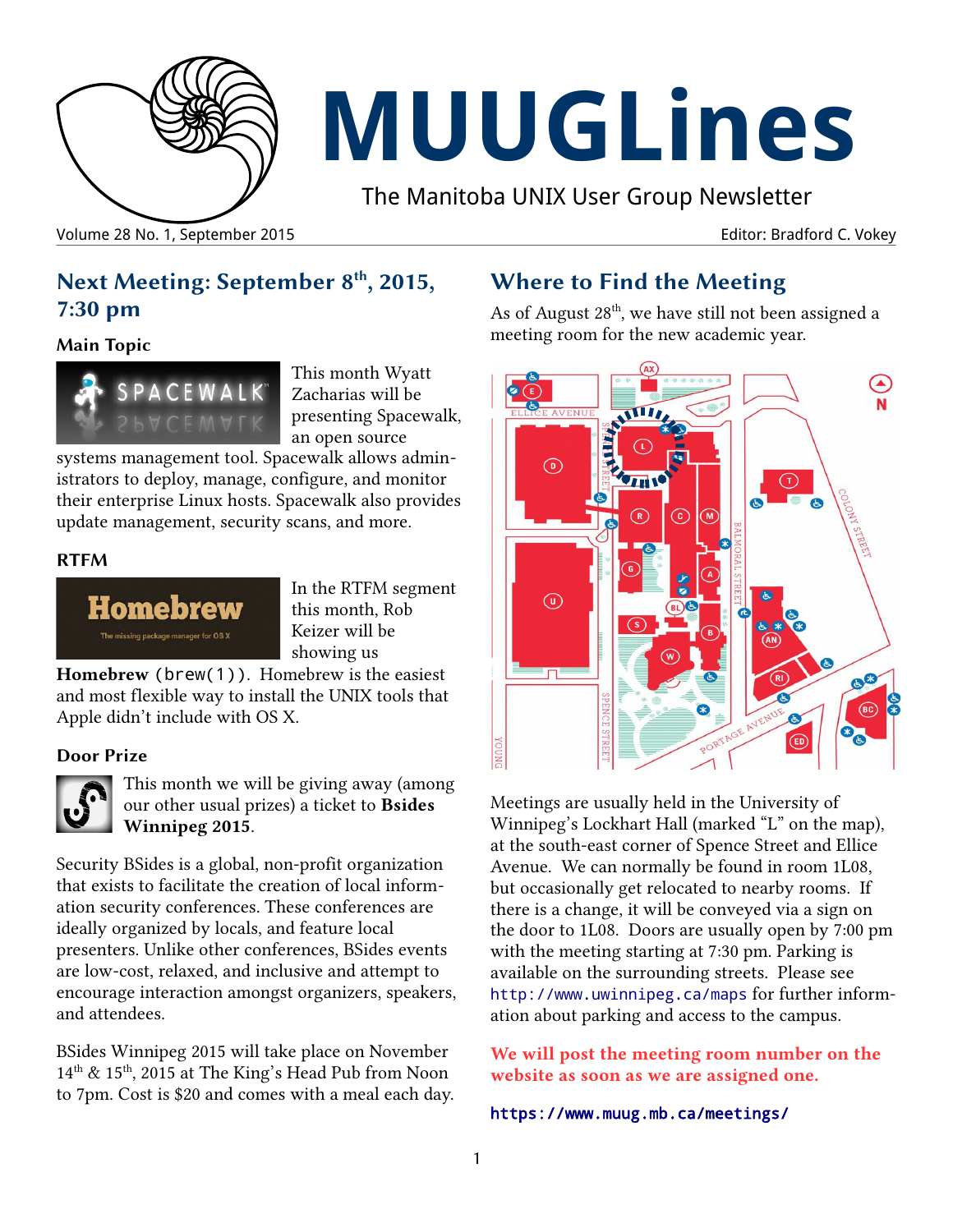# MUUGLines

The Manitoba UNIX User Group Newsletter

Volume 28 No. 1, September 2015 Editor: Bradford C. Vokey

## Next Meeting: September 8th, 2015, 7:30 pm

### Main Topic

This month Wyatt Zacharias will be presenting Spacewalk, an open source systems management tool. Spacewalk allows administrators to deploy, manage, configure, and monitor their enterprise Linux hosts. Spacewalk also provides update management, security scans, and more.

### RTFM

In the RTFM segment this month, Rob Keizer will be showing us **Homebrew** (`brew(1)`). Homebrew is the easiest and most flexible way to install the UNIX tools that Apple didn't include with OS X.

### Door Prize

This month we will be giving away (among our other usual prizes) a ticket to **Bsides Winnipeg 2015**.

Security BSides is a global, non-profit organization that exists to facilitate the creation of local information security conferences. These conferences are ideally organized by locals, and feature local presenters. Unlike other conferences, BSides events are low-cost, relaxed, and inclusive and attempt to encourage interaction amongst organizers, speakers, and attendees.

BSides Winnipeg 2015 will take place on November 14th & 15th, 2015 at The King's Head Pub from Noon to 7pm. Cost is $20 and comes with a meal each day.

## Where to Find the Meeting

As of August 28th, we have still not been assigned a meeting room for the new academic year.

Meetings are usually held in the University of Winnipeg's Lockhart Hall (marked "L" on the map), at the south-east corner of Spence Street and Ellice Avenue. We can normally be found in room 1L08, but occasionally get relocated to nearby rooms. If there is a change, it will be conveyed via a sign on the door to 1L08. Doors are usually open by 7:00 pm with the meeting starting at 7:30 pm. Parking is available on the surrounding streets. Please see `http://www.uwinnipeg.ca/maps` for further information about parking and access to the campus.

**We will post the meeting room number on the website as soon as we are assigned one.**

`https://www.muug.mb.ca/meetings/`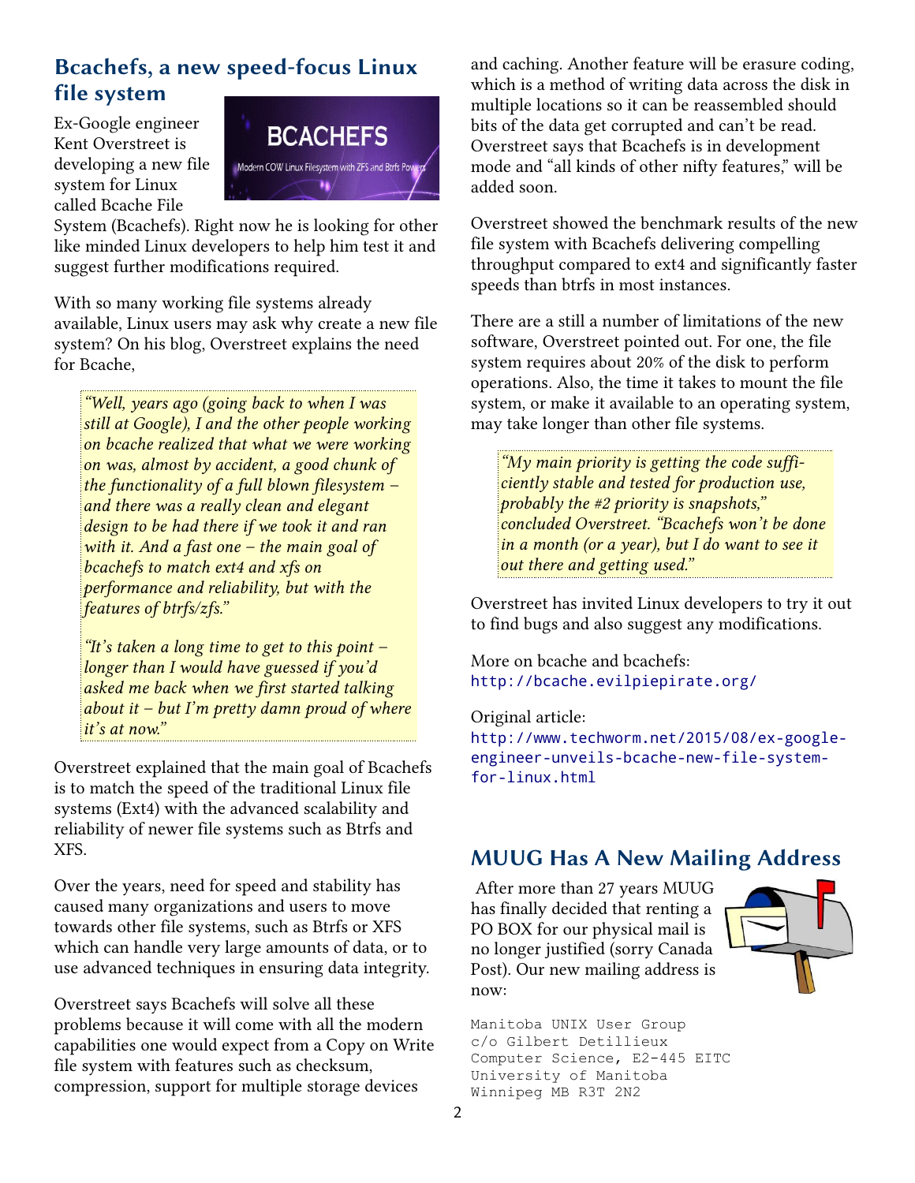## Bcachefs, a new speed-focus Linux file system

Ex-Google engineer Kent Overstreet is developing a new file system for Linux called Bcache File System (Bcachefs). Right now he is looking for other like minded Linux developers to help him test it and suggest further modifications required.

With so many working file systems already available, Linux users may ask why create a new file system? On his blog, Overstreet explains the need for Bcache,

> *"Well, years ago (going back to when I was still at Google), I and the other people working on bcache realized that what we were working on was, almost by accident, a good chunk of the functionality of a full blown filesystem – and there was a really clean and elegant design to be had there if we took it and ran with it. And a fast one – the main goal of bcachefs to match ext4 and xfs on performance and reliability, but with the features of btrfs/zfs."*
>
> *"It's taken a long time to get to this point – longer than I would have guessed if you'd asked me back when we first started talking about it – but I'm pretty damn proud of where it's at now."*

Overstreet explained that the main goal of Bcachefs is to match the speed of the traditional Linux file systems (Ext4) with the advanced scalability and reliability of newer file systems such as Btrfs and XFS.

Over the years, need for speed and stability has caused many organizations and users to move towards other file systems, such as Btrfs or XFS which can handle very large amounts of data, or to use advanced techniques in ensuring data integrity.

Overstreet says Bcachefs will solve all these problems because it will come with all the modern capabilities one would expect from a Copy on Write file system with features such as checksum, compression, support for multiple storage devices and caching. Another feature will be erasure coding, which is a method of writing data across the disk in multiple locations so it can be reassembled should bits of the data get corrupted and can't be read. Overstreet says that Bcachefs is in development mode and "all kinds of other nifty features," will be added soon.

Overstreet showed the benchmark results of the new file system with Bcachefs delivering compelling throughput compared to ext4 and significantly faster speeds than btrfs in most instances.

There are a still a number of limitations of the new software, Overstreet pointed out. For one, the file system requires about 20% of the disk to perform operations. Also, the time it takes to mount the file system, or make it available to an operating system, may take longer than other file systems.

> *"My main priority is getting the code sufficiently stable and tested for production use, probably the #2 priority is snapshots," concluded Overstreet. "Bcachefs won't be done in a month (or a year), but I do want to see it out there and getting used."*

Overstreet has invited Linux developers to try it out to find bugs and also suggest any modifications.

More on bcache and bcachefs:
http://bcache.evilpiepirate.org/

Original article:
http://www.techworm.net/2015/08/ex-google-engineer-unveils-bcache-new-file-system-for-linux.html

## MUUG Has A New Mailing Address

After more than 27 years MUUG has finally decided that renting a PO BOX for our physical mail is no longer justified (sorry Canada Post). Our new mailing address is now:

```
Manitoba UNIX User Group
c/o Gilbert Detillieux
Computer Science, E2-445 EITC
University of Manitoba
Winnipeg MB R3T 2N2
```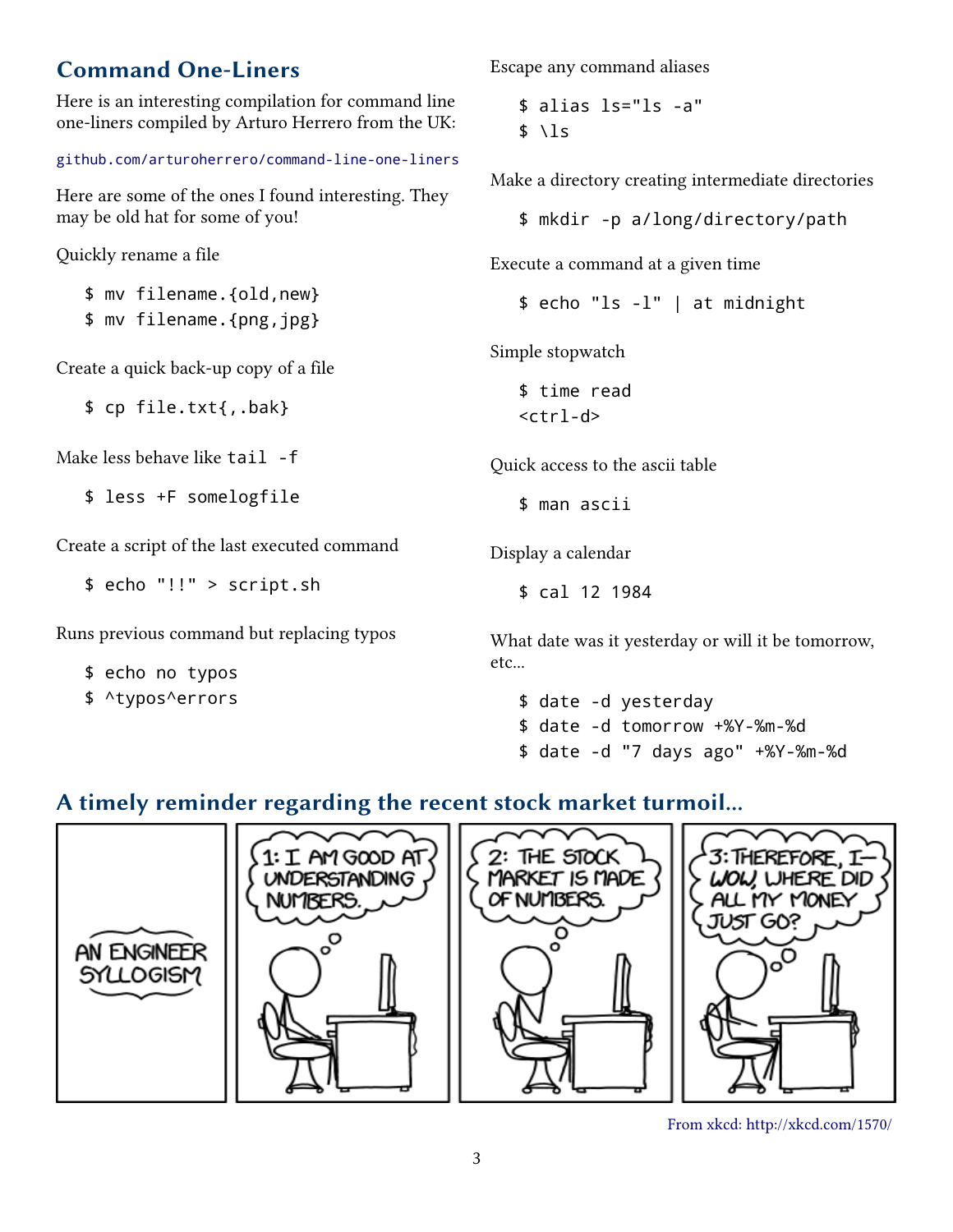## Command One-Liners

Here is an interesting compilation for command line one-liners compiled by Arturo Herrero from the UK:

github.com/arturoherrero/command-line-one-liners

Here are some of the ones I found interesting. They may be old hat for some of you!

Quickly rename a file

```
$ mv filename.{old,new}
$ mv filename.{png,jpg}
```

Create a quick back-up copy of a file

```
$ cp file.txt{,.bak}
```

Make less behave like `tail -f`

```
$ less +F somelogfile
```

Create a script of the last executed command

```
$ echo "!!" > script.sh
```

Runs previous command but replacing typos

```
$ echo no typos
$ ^typos^errors
```

Escape any command aliases

```
$ alias ls="ls -a"
$ \ls
```

Make a directory creating intermediate directories

```
$ mkdir -p a/long/directory/path
```

Execute a command at a given time

```
$ echo "ls -l" | at midnight
```

Simple stopwatch

```
$ time read
<ctrl-d>
```

Quick access to the ascii table

```
$ man ascii
```

Display a calendar

```
$ cal 12 1984
```

What date was it yesterday or will it be tomorrow, etc...

```
$ date -d yesterday
$ date -d tomorrow +%Y-%m-%d
$ date -d "7 days ago" +%Y-%m-%d
```

## A timely reminder regarding the recent stock market turmoil...

From xkcd: http://xkcd.com/1570/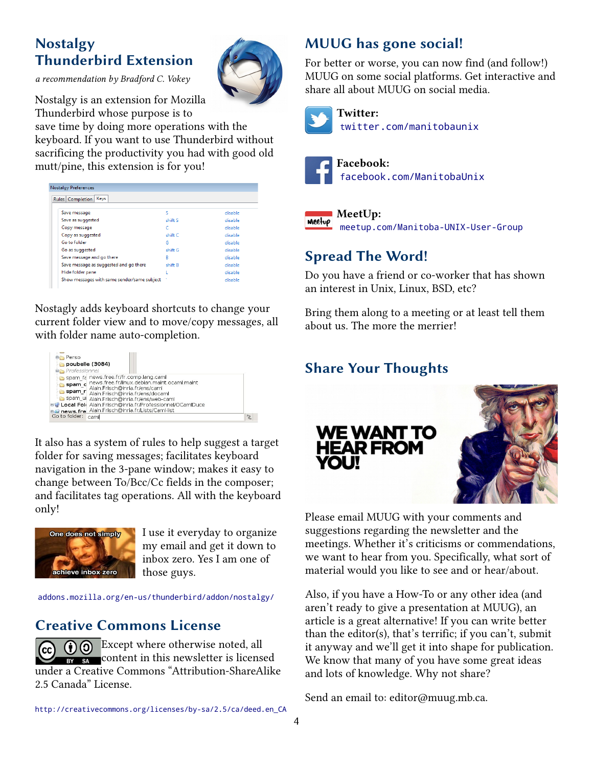## Nostalgy Thunderbird Extension

*a recommendation by Bradford C. Vokey*

Nostalgy is an extension for Mozilla Thunderbird whose purpose is to save time by doing more operations with the keyboard. If you want to use Thunderbird without sacrificing the productivity you had with good old mutt/pine, this extension is for you!

Nostagly adds keyboard shortcuts to change your current folder view and to move/copy messages, all with folder name auto-completion.

It also has a system of rules to help suggest a target folder for saving messages; facilitates keyboard navigation in the 3-pane window; makes it easy to change between To/Bcc/Cc fields in the composer; and facilitates tag operations. All with the keyboard only!

I use it everyday to organize my email and get it down to inbox zero. Yes I am one of those guys.

addons.mozilla.org/en-us/thunderbird/addon/nostalgy/

## Creative Commons License

Except where otherwise noted, all content in this newsletter is licensed under a Creative Commons "Attribution-ShareAlike 2.5 Canada" License.

http://creativecommons.org/licenses/by-sa/2.5/ca/deed.en_CA

## MUUG has gone social!

For better or worse, you can now find (and follow!) MUUG on some social platforms. Get interactive and share all about MUUG on social media.

**Twitter:**
twitter.com/manitobaunix

**Facebook:**
facebook.com/ManitobaUnix

**MeetUp:**
meetup.com/Manitoba-UNIX-User-Group

## Spread The Word!

Do you have a friend or co-worker that has shown an interest in Unix, Linux, BSD, etc?

Bring them along to a meeting or at least tell them about us. The more the merrier!

## Share Your Thoughts

Please email MUUG with your comments and suggestions regarding the newsletter and the meetings. Whether it's criticisms or commendations, we want to hear from you. Specifically, what sort of material would you like to see and or hear/about.

Also, if you have a How-To or any other idea (and aren't ready to give a presentation at MUUG), an article is a great alternative! If you can write better than the editor(s), that's terrific; if you can't, submit it anyway and we'll get it into shape for publication. We know that many of you have some great ideas and lots of knowledge. Why not share?

Send an email to: editor@muug.mb.ca.